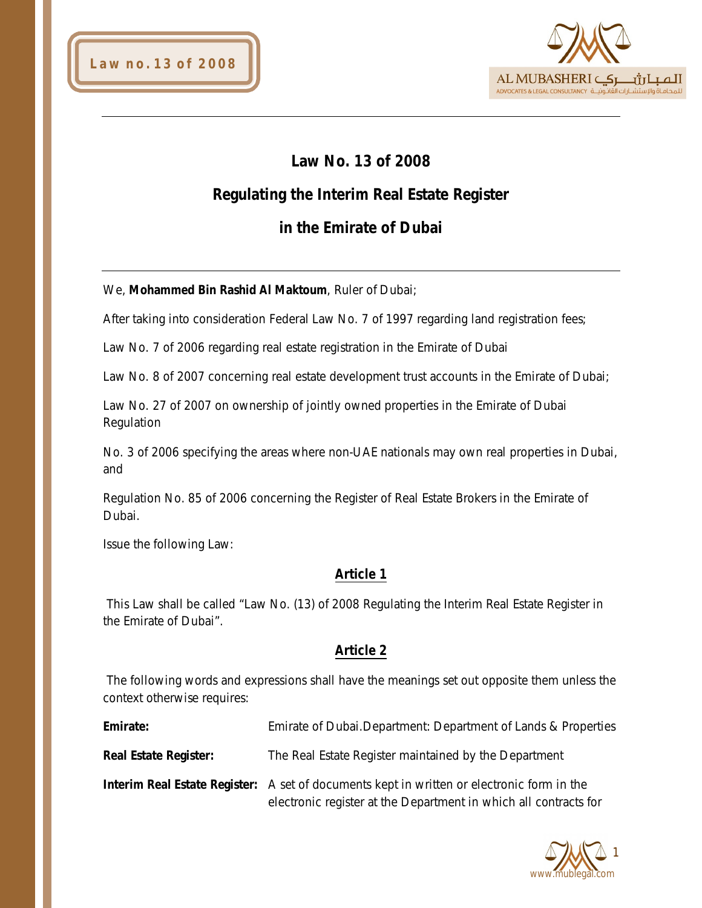# Law No. 13 of 2008

## Regulating the Interim Real Estate Register

## in the Emirate of Dubai

---

We, **Mohammed Bin Rashid Al Maktoum**, Ruler of Dubai;

After taking into consideration Federal Law No. 7 of 1997 regarding land registration fees;

Law No. 7 of 2006 regarding real estate registration in the Emirate of Dubai

Law No. 8 of 2007 concerning real estate development trust accounts in the Emirate of Dubai;

Law No. 27 of 2007 on ownership of jointly owned properties in the Emirate of Dubai Regulation

No. 3 of 2006 specifying the areas where non-UAE nationals may own real properties in Dubai, and

Regulation No. 85 of 2006 concerning the Register of Real Estate Brokers in the Emirate of Dubai.

Issue the following Law:

### Article 1

This Law shall be called "Law No. (13) of 2008 Regulating the Interim Real Estate Register in the Emirate of Dubai".

### Article 2

The following words and expressions shall have the meanings set out opposite them unless the context otherwise requires:

**Emirate:** Emirate of Dubai.Department: Department of Lands & Properties

**Real Estate Register:** The Real Estate Register maintained by the Department

**Interim Real Estate Register:** A set of documents kept in written or electronic form in the electronic register at the Department in which all contracts for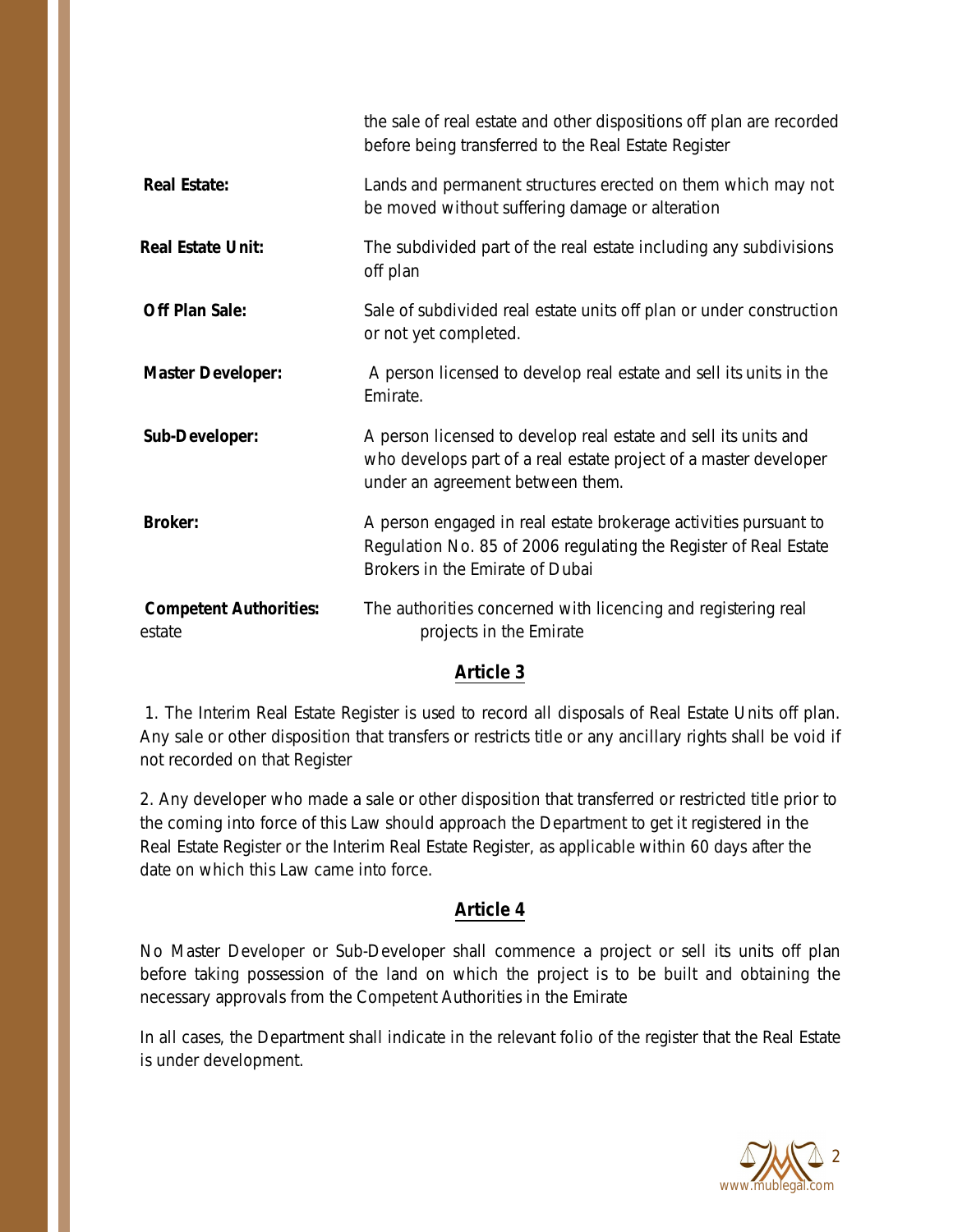| | |
|---|---|
| | the sale of real estate and other dispositions off plan are recorded before being transferred to the Real Estate Register |
| **Real Estate:** | Lands and permanent structures erected on them which may not be moved without suffering damage or alteration |
| **Real Estate Unit:** | The subdivided part of the real estate including any subdivisions off plan |
| **Off Plan Sale:** | Sale of subdivided real estate units off plan or under construction or not yet completed. |
| **Master Developer:** | A person licensed to develop real estate and sell its units in the Emirate. |
| **Sub-Developer:** | A person licensed to develop real estate and sell its units and who develops part of a real estate project of a master developer under an agreement between them. |
| **Broker:** | A person engaged in real estate brokerage activities pursuant to Regulation No. 85 of 2006 regulating the Register of Real Estate Brokers in the Emirate of Dubai |
| **Competent Authorities:** estate | The authorities concerned with licencing and registering real projects in the Emirate |

## Article 3

1. The Interim Real Estate Register is used to record all disposals of Real Estate Units off plan. Any sale or other disposition that transfers or restricts title or any ancillary rights shall be void if not recorded on that Register

2. Any developer who made a sale or other disposition that transferred or restricted title prior to the coming into force of this Law should approach the Department to get it registered in the Real Estate Register or the Interim Real Estate Register, as applicable within 60 days after the date on which this Law came into force.

## Article 4

No Master Developer or Sub-Developer shall commence a project or sell its units off plan before taking possession of the land on which the project is to be built and obtaining the necessary approvals from the Competent Authorities in the Emirate

In all cases, the Department shall indicate in the relevant folio of the register that the Real Estate is under development.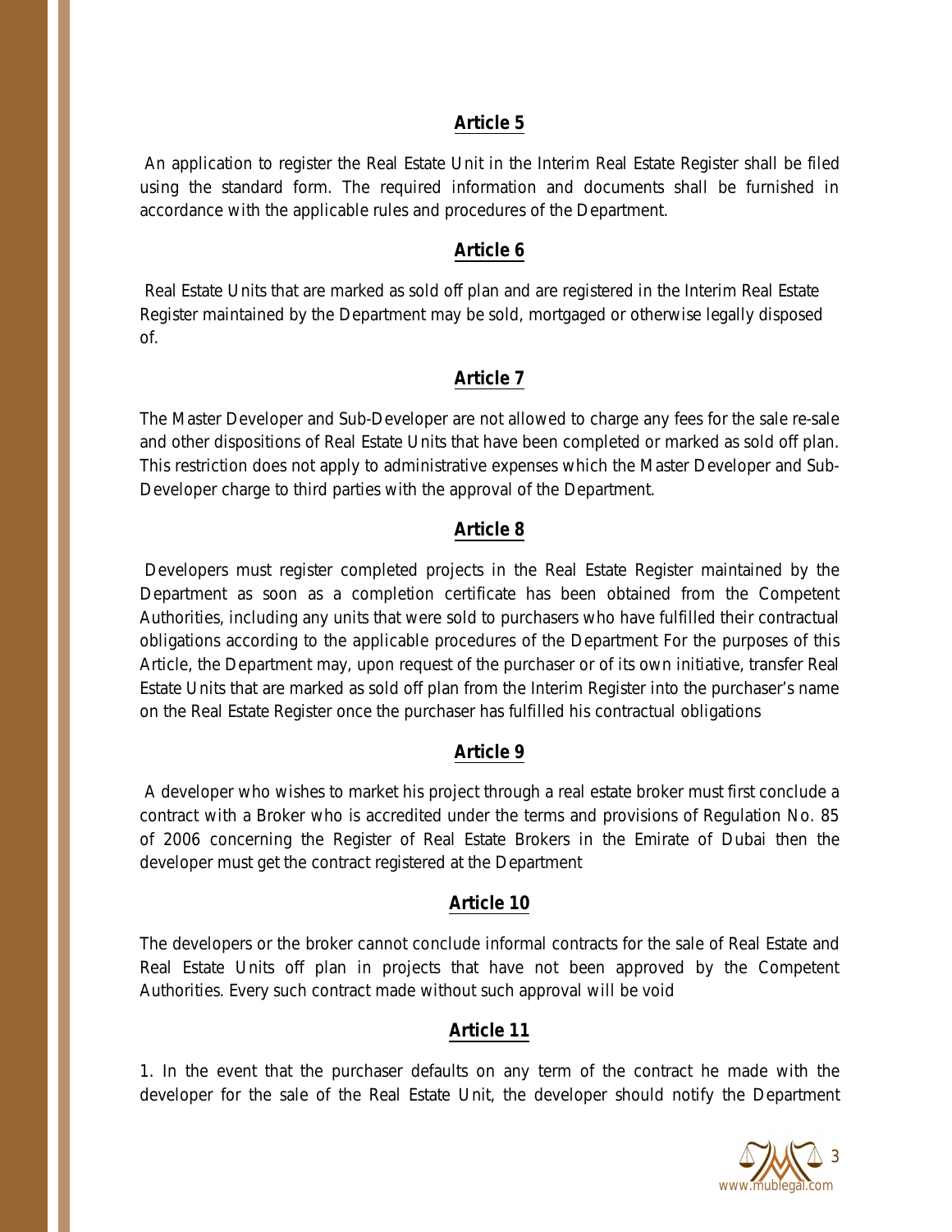## Article 5

An application to register the Real Estate Unit in the Interim Real Estate Register shall be filed using the standard form. The required information and documents shall be furnished in accordance with the applicable rules and procedures of the Department.

## Article 6

Real Estate Units that are marked as sold off plan and are registered in the Interim Real Estate Register maintained by the Department may be sold, mortgaged or otherwise legally disposed of.

## Article 7

The Master Developer and Sub-Developer are not allowed to charge any fees for the sale re-sale and other dispositions of Real Estate Units that have been completed or marked as sold off plan. This restriction does not apply to administrative expenses which the Master Developer and Sub-Developer charge to third parties with the approval of the Department.

## Article 8

Developers must register completed projects in the Real Estate Register maintained by the Department as soon as a completion certificate has been obtained from the Competent Authorities, including any units that were sold to purchasers who have fulfilled their contractual obligations according to the applicable procedures of the Department For the purposes of this Article, the Department may, upon request of the purchaser or of its own initiative, transfer Real Estate Units that are marked as sold off plan from the Interim Register into the purchaser's name on the Real Estate Register once the purchaser has fulfilled his contractual obligations

## Article 9

A developer who wishes to market his project through a real estate broker must first conclude a contract with a Broker who is accredited under the terms and provisions of Regulation No. 85 of 2006 concerning the Register of Real Estate Brokers in the Emirate of Dubai then the developer must get the contract registered at the Department

## Article 10

The developers or the broker cannot conclude informal contracts for the sale of Real Estate and Real Estate Units off plan in projects that have not been approved by the Competent Authorities. Every such contract made without such approval will be void

## Article 11

1. In the event that the purchaser defaults on any term of the contract he made with the developer for the sale of the Real Estate Unit, the developer should notify the Department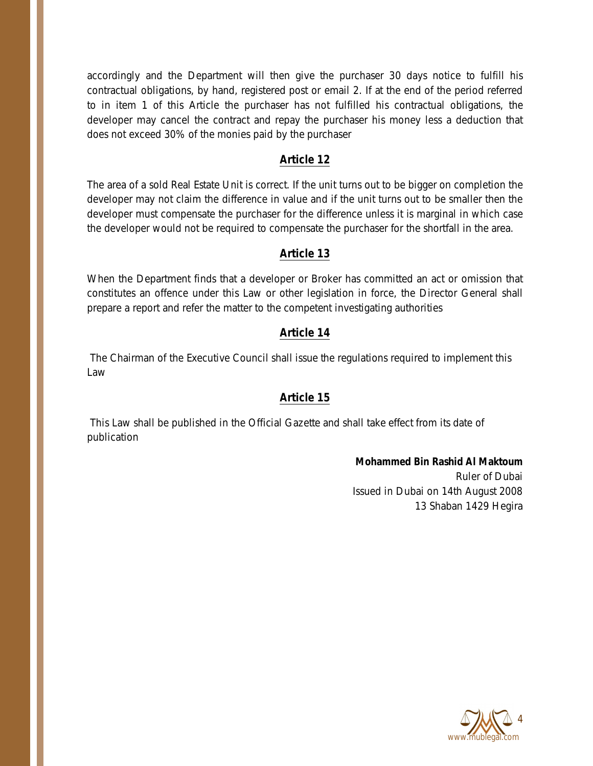accordingly and the Department will then give the purchaser 30 days notice to fulfill his contractual obligations, by hand, registered post or email 2. If at the end of the period referred to in item 1 of this Article the purchaser has not fulfilled his contractual obligations, the developer may cancel the contract and repay the purchaser his money less a deduction that does not exceed 30% of the monies paid by the purchaser

## Article 12

The area of a sold Real Estate Unit is correct. If the unit turns out to be bigger on completion the developer may not claim the difference in value and if the unit turns out to be smaller then the developer must compensate the purchaser for the difference unless it is marginal in which case the developer would not be required to compensate the purchaser for the shortfall in the area.

## Article 13

When the Department finds that a developer or Broker has committed an act or omission that constitutes an offence under this Law or other legislation in force, the Director General shall prepare a report and refer the matter to the competent investigating authorities

## Article 14

The Chairman of the Executive Council shall issue the regulations required to implement this Law

## Article 15

This Law shall be published in the Official Gazette and shall take effect from its date of publication

**Mohammed Bin Rashid Al Maktoum**
Ruler of Dubai
Issued in Dubai on 14th August 2008
13 Shaban 1429 Hegira